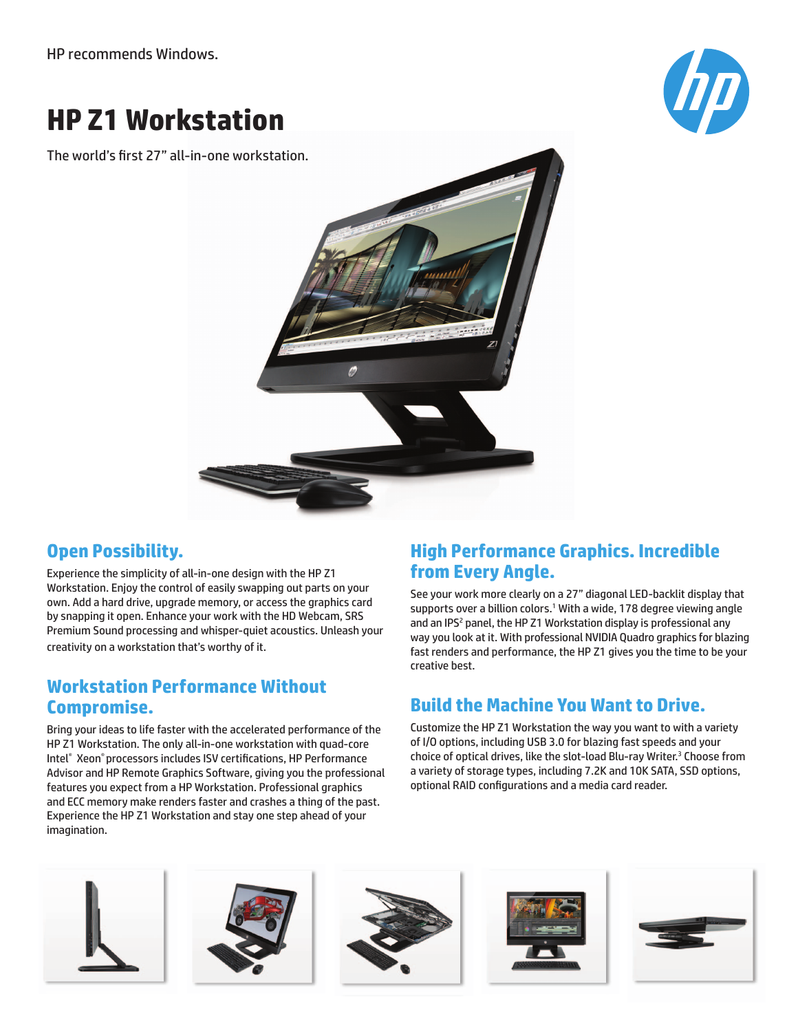HP recommends Windows.

# HP Z1 Workstation

The world's first 27" all-in-one workstation.

## Open Possibility.

Experience the simplicity of all-in-one design with the HP Z1 Workstation. Enjoy the control of easily swapping out parts on your own. Add a hard drive, upgrade memory, or access the graphics card by snapping it open. Enhance your work with the HD Webcam, SRS Premium Sound processing and whisper-quiet acoustics. Unleash your creativity on a workstation that's worthy of it.

## Workstation Performance Without Compromise.

Bring your ideas to life faster with the accelerated performance of the HP Z1 Workstation. The only all-in-one workstation with quad-core Intel® Xeon® processors includes ISV certifications, HP Performance Advisor and HP Remote Graphics Software, giving you the professional features you expect from a HP Workstation. Professional graphics and ECC memory make renders faster and crashes a thing of the past. Experience the HP Z1 Workstation and stay one step ahead of your imagination.

## High Performance Graphics. Incredible from Every Angle.

See your work more clearly on a 27" diagonal LED-backlit display that supports over a billion colors.[1] With a wide, 178 degree viewing angle and an IPS[2] panel, the HP Z1 Workstation display is professional any way you look at it. With professional NVIDIA Quadro graphics for blazing fast renders and performance, the HP Z1 gives you the time to be your creative best.

## Build the Machine You Want to Drive.

Customize the HP Z1 Workstation the way you want to with a variety of I/O options, including USB 3.0 for blazing fast speeds and your choice of optical drives, like the slot-load Blu-ray Writer.[3] Choose from a variety of storage types, including 7.2K and 10K SATA, SSD options, optional RAID configurations and a media card reader.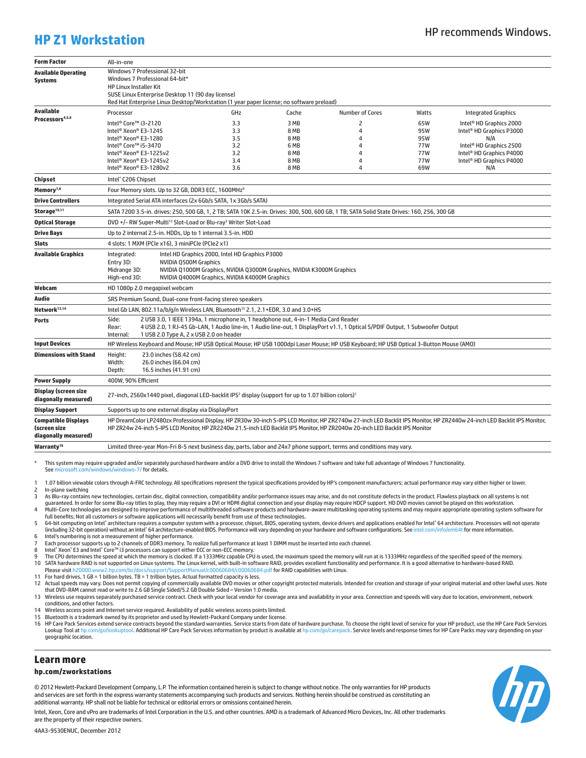# HP Z1 Workstation

HP recommends Windows.

| | |
|---|---|
| **Form Factor** | All-in-one |
| **Available Operating Systems** | Windows 7 Professional 32-bit<br>Windows 7 Professional 64-bit*<br>HP Linux Installer Kit<br>SUSE Linux Enterprise Desktop 11 (90 day license)<br>Red Hat Enterprise Linux Desktop/Workstation (1 year paper license; no software preload) |

**Available Processors[4,5,6]**

| Processor | GHz | Cache | Number of Cores | Watts | Integrated Graphics |
|---|---|---|---|---|---|
| Intel® Core™ i3-2120 | 3.3 | 3 MB | 2 | 65W | Intel® HD Graphics 2000 |
| Intel® Xeon® E3-1245 | 3.3 | 8 MB | 4 | 95W | Intel® HD Graphics P3000 |
| Intel® Xeon® E3-1280 | 3.5 | 8 MB | 4 | 95W | N/A |
| Intel® Core™ i5-3470 | 3.2 | 6 MB | 4 | 77W | Intel® HD Graphics 2500 |
| Intel® Xeon® E3-1225v2 | 3.2 | 8 MB | 4 | 77W | Intel® HD Graphics P4000 |
| Intel® Xeon® E3-1245v2 | 3.4 | 8 MB | 4 | 77W | Intel® HD Graphics P4000 |
| Intel® Xeon® E3-1280v2 | 3.6 | 8 MB | 4 | 69W | N/A |

| | |
|---|---|
| **Chipset** | Intel® C206 Chipset |
| **Memory[7,8]** | Four Memory slots. Up to 32 GB, DDR3 ECC, 1600MHz[9] |
| **Drive Controllers** | Integrated Serial ATA interfaces (2x 6Gb/s SATA, 1x 3Gb/s SATA) |
| **Storage[10,11]** | SATA 7200 3.5-in. drives: 250, 500 GB, 1, 2 TB; SATA 10K 2.5-in. Drives: 300, 500, 600 GB, 1 TB; SATA Solid State Drives: 160, 256, 300 GB |
| **Optical Storage** | DVD +/- RW Super-Multi[12] Slot-Load or Blu-ray[3] Writer Slot-Load |
| **Drive Bays** | Up to 2 internal 2.5-in. HDDs, Up to 1 internal 3.5-in. HDD |
| **Slots** | 4 slots: 1 MXM (PCIe x16), 3 miniPCIe (PCIe2 x1) |
| **Available Graphics** | Integrated: Intel HD Graphics 2000, Intel HD Graphics P3000<br>Entry 3D: NVIDIA Q500M Graphics<br>Midrange 3D: NVIDIA Q1000M Graphics, NVIDIA Q3000M Graphics, NVIDIA K3000M Graphics<br>High-end 3D: NVIDIA Q4000M Graphics, NVIDIA K4000M Graphics |
| **Webcam** | HD 1080p 2.0 megapixel webcam |
| **Audio** | SRS Premium Sound, Dual-cone front-facing stereo speakers |
| **Network[13,14]** | Intel Gb LAN, 802.11a/b/g/n Wireless LAN, Bluetooth[15] 2.1, 2.1+EDR, 3.0 and 3.0+HS |
| **Ports** | Side: 2 USB 3.0, 1 IEEE 1394a, 1 microphone in, 1 headphone out, 4-in-1 Media Card Reader<br>Rear: 4 USB 2.0, 1 RJ-45 Gb-LAN, 1 Audio line-in, 1 Audio line-out, 1 DisplayPort v1.1, 1 Optical S/PDIF Output, 1 Subwoofer Output<br>Internal: 1 USB 2.0 Type A, 2 x USB 2.0 on header |
| **Input Devices** | HP Wireless Keyboard and Mouse; HP USB Optical Mouse; HP USB 1000dpi Laser Mouse; HP USB Keyboard; HP USB Optical 3-Button Mouse (AMO) |
| **Dimensions with Stand** | Height: 23.0 inches (58.42 cm)<br>Width: 26.0 inches (66.04 cm)<br>Depth: 16.5 inches (41.91 cm) |
| **Power Supply** | 400W, 90% Efficient |
| **Display (screen size diagonally measured)** | 27-inch, 2560x1440 pixel, diagonal LED-backlit IPS[2] display (support for up to 1.07 billion colors)[1] |
| **Display Support** | Supports up to one external display via DisplayPort |
| **Compatible Displays (screen size diagonally measured)** | HP DreamColor LP2480zx Professional Display, HP ZR30w 30-inch S-IPS LCD Monitor, HP ZR2740w 27-inch LED Backlit IPS Monitor, HP ZR2440w 24-inch LED Backlit IPS Monitor, HP ZR24w 24-inch S-IPS LCD Monitor, HP ZR2240w 21.5-inch LED Backlit IPS Monitor, HP ZR2040w 20-inch LED Backlit IPS Monitor |
| **Warranty[16]** | Limited three-year Mon-Fri 8-5 next business day, parts, labor and 24x7 phone support, terms and conditions may vary. |

\* This system may require upgraded and/or separately purchased hardware and/or a DVD drive to install the Windows 7 software and take full advantage of Windows 7 functionality. See microsoft.com/windows/windows-7/ for details.

1. 1.07 billion viewable colors through A-FRC technology. All specifications represent the typical specifications provided by HP's component manufacturers; actual performance may vary either higher or lower.
2. In-plane switching
3. As Blu-ray contains new technologies, certain disc, digital connection, compatibility and/or performance issues may arise, and do not constitute defects in the product. Flawless playback on all systems is not guaranteed. In order for some Blu-ray titles to play, they may require a DVI or HDMI digital connection and your display may require HDCP support. HD DVD movies cannot be played on this workstation.
4. Multi-Core technologies are designed to improve performance of multithreaded software products and hardware-aware multitasking operating systems and may require appropriate operating system software for full benefits; Not all customers or software applications will necessarily benefit from use of these technologies.
5. 64-bit computing on Intel® architecture requires a computer system with a processor, chipset, BIOS, operating system, device drivers and applications enabled for Intel® 64 architecture. Processors will not operate (including 32-bit operation) without an Intel® 64 architecture-enabled BIOS. Performance will vary depending on your hardware and software configurations. See intel.com/info/em64t for more information.
6. Intel's numbering is not a measurement of higher performance.
7. Each processor supports up to 2 channels of DDR3 memory. To realize full performance at least 1 DIMM must be inserted into each channel.
8. Intel® Xeon® E3 and Intel® Core™ i3 processors can support either ECC or non-ECC memory.
9. The CPU determines the speed at which the memory is clocked. If a 1333MHz capable CPU is used, the maximum speed the memory will run at is 1333MHz regardless of the specified speed of the memory.
10. SATA hardware RAID is not supported on Linux systems. The Linux kernel, with built-in software RAID, provides excellent functionality and performance. It is a good alternative to hardware-based RAID. Please visit h20000.www2.hp.com/bc/docs/support/SupportManual/c00060684/c00060684.pdf for RAID capabilities with Linux.
11. For hard drives, 1 GB = 1 billion bytes. TB = 1 trillion bytes. Actual formatted capacity is less.
12. Actual speeds may vary. Does not permit copying of commercially available DVD movies or other copyright protected materials. Intended for creation and storage of your original material and other lawful uses. Note that DVD-RAM cannot read or write to 2.6 GB Single Sided/5.2 GB Double Sided – Version 1.0 media.
13. Wireless use requires separately purchased service contract. Check with your local vendor for coverage area and availability in your area. Connection and speeds will vary due to location, environment, network conditions, and other factors.
14. Wireless access point and Internet service required. Availability of public wireless access points limited.
15. Bluetooth is a trademark owned by its proprietor and used by Hewlett-Packard Company under license.
16. HP Care Pack Services extend service contracts beyond the standard warranties. Service starts from date of hardware purchase. To choose the right level of service for your HP product, use the HP Care Pack Services Lookup Tool at hp.com/go/lookuptool. Additional HP Care Pack Services information by product is available at hp.com/go/carepack. Service levels and response times for HP Care Packs may vary depending on your geographic location.

## Learn more

**hp.com/zworkstations**

© 2012 Hewlett-Packard Development Company, L.P. The information contained herein is subject to change without notice. The only warranties for HP products and services are set forth in the express warranty statements accompanying such products and services. Nothing herein should be construed as constituting an additional warranty. HP shall not be liable for technical or editorial errors or omissions contained herein.

Intel, Xeon, Core and vPro are trademarks of Intel Corporation in the U.S. and other countries. AMD is a trademark of Advanced Micro Devices, Inc. All other trademarks are the property of their respective owners.

4AA3-9530ENUC, December 2012